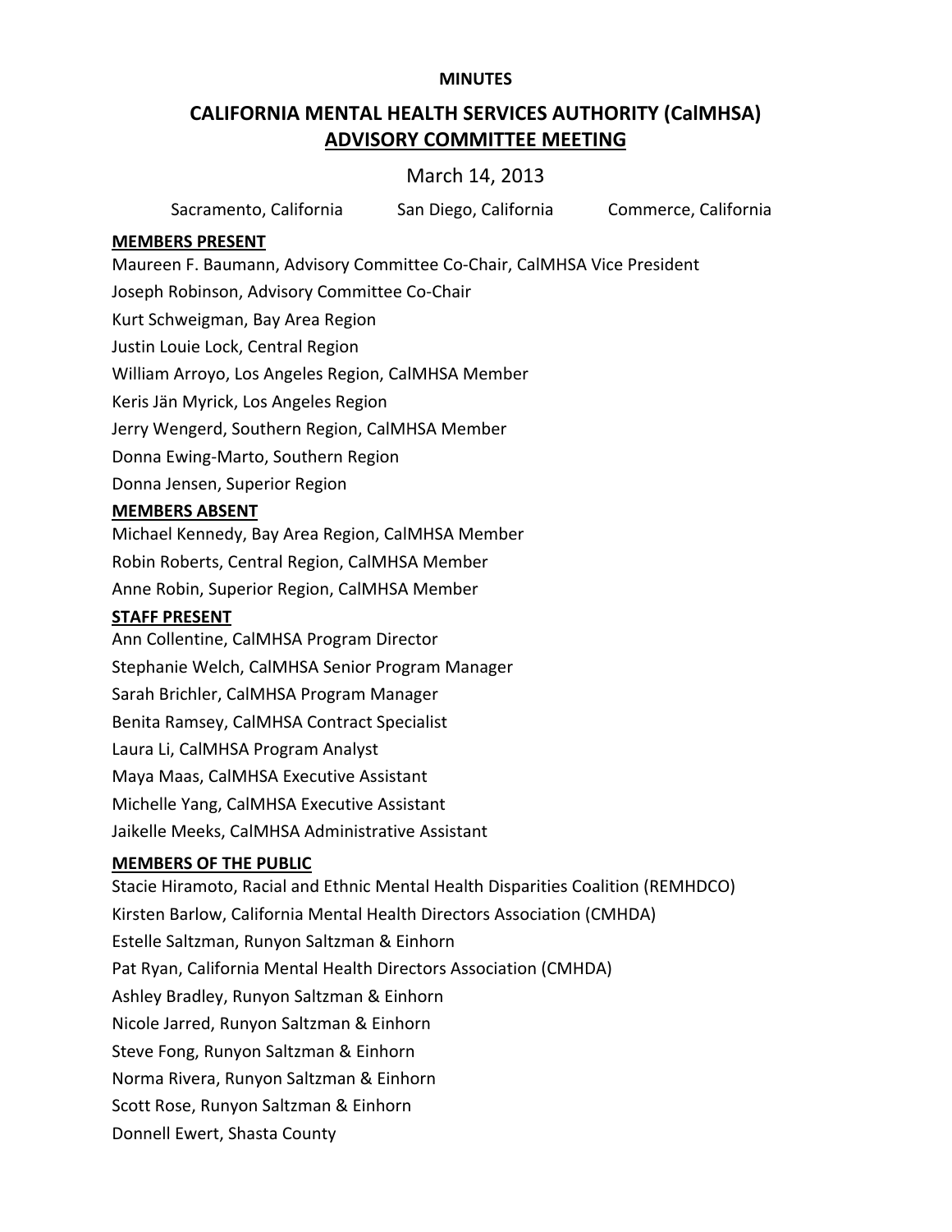**MINUTES**

# CALIFORNIA MENTAL HEALTH SERVICES AUTHORITY (CalMHSA)

## ADVISORY COMMITTEE MEETING

March 14, 2013

Sacramento, California San Diego, California Commerce, California

**MEMBERS PRESENT**

Maureen F. Baumann, Advisory Committee Co-Chair, CalMHSA Vice President
Joseph Robinson, Advisory Committee Co-Chair
Kurt Schweigman, Bay Area Region
Justin Louie Lock, Central Region
William Arroyo, Los Angeles Region, CalMHSA Member
Keris Jän Myrick, Los Angeles Region
Jerry Wengerd, Southern Region, CalMHSA Member
Donna Ewing-Marto, Southern Region
Donna Jensen, Superior Region

**MEMBERS ABSENT**

Michael Kennedy, Bay Area Region, CalMHSA Member
Robin Roberts, Central Region, CalMHSA Member
Anne Robin, Superior Region, CalMHSA Member

**STAFF PRESENT**

Ann Collentine, CalMHSA Program Director
Stephanie Welch, CalMHSA Senior Program Manager
Sarah Brichler, CalMHSA Program Manager
Benita Ramsey, CalMHSA Contract Specialist
Laura Li, CalMHSA Program Analyst
Maya Maas, CalMHSA Executive Assistant
Michelle Yang, CalMHSA Executive Assistant
Jaikelle Meeks, CalMHSA Administrative Assistant

**MEMBERS OF THE PUBLIC**

Stacie Hiramoto, Racial and Ethnic Mental Health Disparities Coalition (REMHDCO)
Kirsten Barlow, California Mental Health Directors Association (CMHDA)
Estelle Saltzman, Runyon Saltzman & Einhorn
Pat Ryan, California Mental Health Directors Association (CMHDA)
Ashley Bradley, Runyon Saltzman & Einhorn
Nicole Jarred, Runyon Saltzman & Einhorn
Steve Fong, Runyon Saltzman & Einhorn
Norma Rivera, Runyon Saltzman & Einhorn
Scott Rose, Runyon Saltzman & Einhorn
Donnell Ewert, Shasta County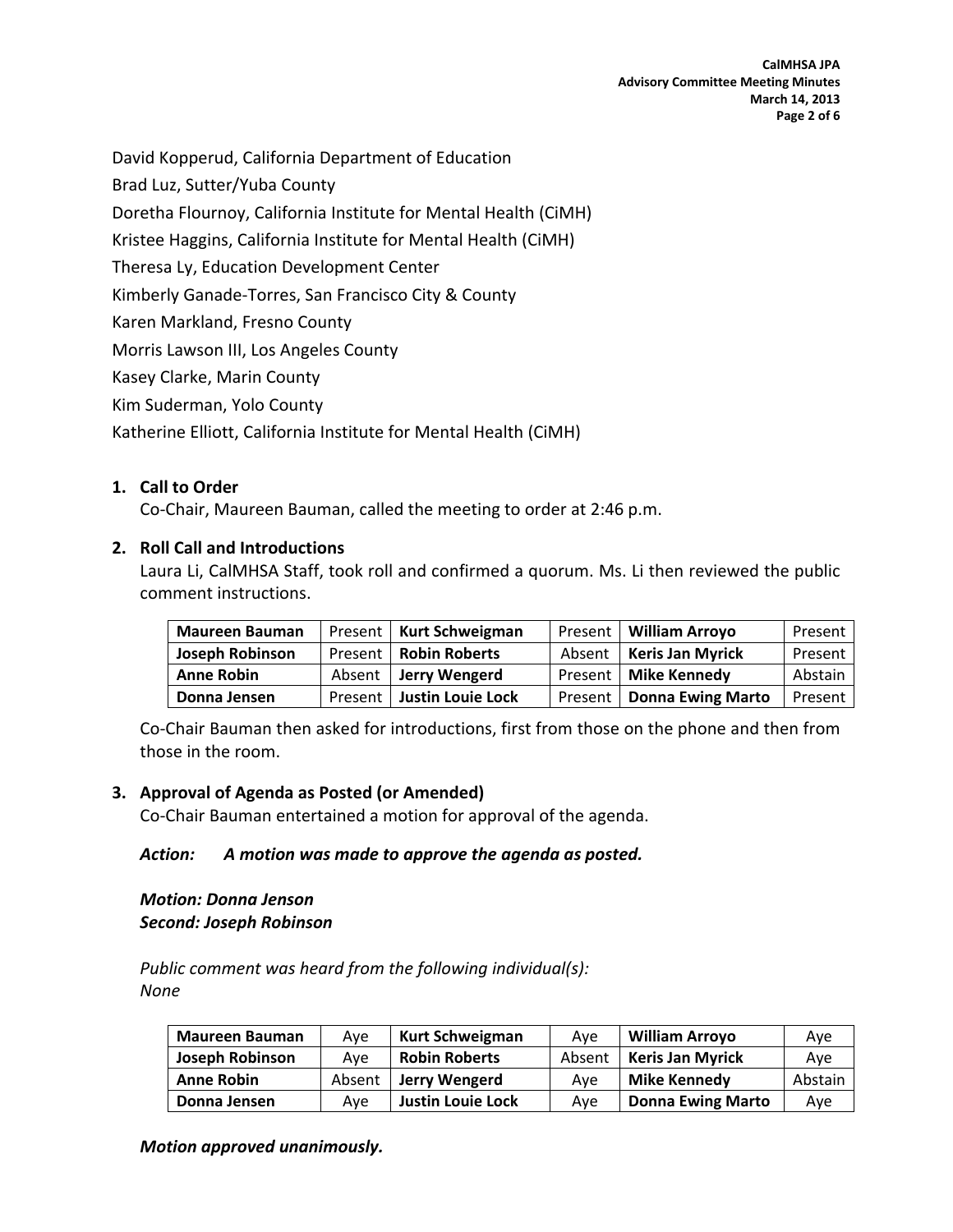David Kopperud, California Department of Education

Brad Luz, Sutter/Yuba County

Doretha Flournoy, California Institute for Mental Health (CiMH)

Kristee Haggins, California Institute for Mental Health (CiMH)

Theresa Ly, Education Development Center

Kimberly Ganade-Torres, San Francisco City & County

Karen Markland, Fresno County

Morris Lawson III, Los Angeles County

Kasey Clarke, Marin County

Kim Suderman, Yolo County

Katherine Elliott, California Institute for Mental Health (CiMH)

## 1. Call to Order

Co-Chair, Maureen Bauman, called the meeting to order at 2:46 p.m.

## 2. Roll Call and Introductions

Laura Li, CalMHSA Staff, took roll and confirmed a quorum. Ms. Li then reviewed the public comment instructions.

| **Maureen Bauman** | Present | **Kurt Schweigman** | Present | **William Arroyo** | Present |
|---|---|---|---|---|---|
| **Joseph Robinson** | Present | **Robin Roberts** | Absent | **Keris Jan Myrick** | Present |
| **Anne Robin** | Absent | **Jerry Wengerd** | Present | **Mike Kennedy** | Abstain |
| **Donna Jensen** | Present | **Justin Louie Lock** | Present | **Donna Ewing Marto** | Present |

Co-Chair Bauman then asked for introductions, first from those on the phone and then from those in the room.

## 3. Approval of Agenda as Posted (or Amended)

Co-Chair Bauman entertained a motion for approval of the agenda.

***Action: A motion was made to approve the agenda as posted.***

***Motion: Donna Jenson***
***Second: Joseph Robinson***

*Public comment was heard from the following individual(s):*
*None*

| **Maureen Bauman** | Aye | **Kurt Schweigman** | Aye | **William Arroyo** | Aye |
|---|---|---|---|---|---|
| **Joseph Robinson** | Aye | **Robin Roberts** | Absent | **Keris Jan Myrick** | Aye |
| **Anne Robin** | Absent | **Jerry Wengerd** | Aye | **Mike Kennedy** | Abstain |
| **Donna Jensen** | Aye | **Justin Louie Lock** | Aye | **Donna Ewing Marto** | Aye |

***Motion approved unanimously.***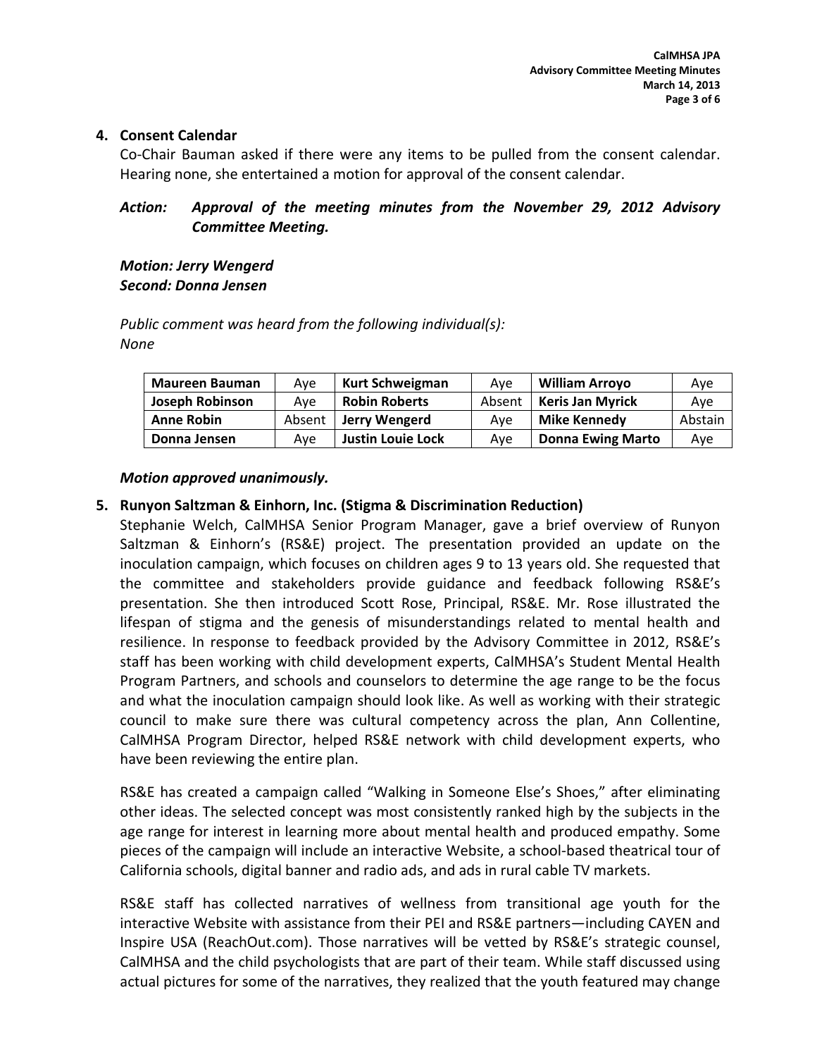## 4. Consent Calendar

Co-Chair Bauman asked if there were any items to be pulled from the consent calendar. Hearing none, she entertained a motion for approval of the consent calendar.

***Action: Approval of the meeting minutes from the November 29, 2012 Advisory Committee Meeting.***

***Motion: Jerry Wengerd***
***Second: Donna Jensen***

*Public comment was heard from the following individual(s):*
*None*

| Maureen Bauman | Aye | Kurt Schweigman | Aye | William Arroyo | Aye |
|---|---|---|---|---|---|
| **Joseph Robinson** | Aye | **Robin Roberts** | Absent | **Keris Jan Myrick** | Aye |
| **Anne Robin** | Absent | **Jerry Wengerd** | Aye | **Mike Kennedy** | Abstain |
| **Donna Jensen** | Aye | **Justin Louie Lock** | Aye | **Donna Ewing Marto** | Aye |

***Motion approved unanimously.***

## 5. Runyon Saltzman & Einhorn, Inc. (Stigma & Discrimination Reduction)

Stephanie Welch, CalMHSA Senior Program Manager, gave a brief overview of Runyon Saltzman & Einhorn's (RS&E) project. The presentation provided an update on the inoculation campaign, which focuses on children ages 9 to 13 years old. She requested that the committee and stakeholders provide guidance and feedback following RS&E's presentation. She then introduced Scott Rose, Principal, RS&E. Mr. Rose illustrated the lifespan of stigma and the genesis of misunderstandings related to mental health and resilience. In response to feedback provided by the Advisory Committee in 2012, RS&E's staff has been working with child development experts, CalMHSA's Student Mental Health Program Partners, and schools and counselors to determine the age range to be the focus and what the inoculation campaign should look like. As well as working with their strategic council to make sure there was cultural competency across the plan, Ann Collentine, CalMHSA Program Director, helped RS&E network with child development experts, who have been reviewing the entire plan.

RS&E has created a campaign called "Walking in Someone Else's Shoes," after eliminating other ideas. The selected concept was most consistently ranked high by the subjects in the age range for interest in learning more about mental health and produced empathy. Some pieces of the campaign will include an interactive Website, a school-based theatrical tour of California schools, digital banner and radio ads, and ads in rural cable TV markets.

RS&E staff has collected narratives of wellness from transitional age youth for the interactive Website with assistance from their PEI and RS&E partners—including CAYEN and Inspire USA (ReachOut.com). Those narratives will be vetted by RS&E's strategic counsel, CalMHSA and the child psychologists that are part of their team. While staff discussed using actual pictures for some of the narratives, they realized that the youth featured may change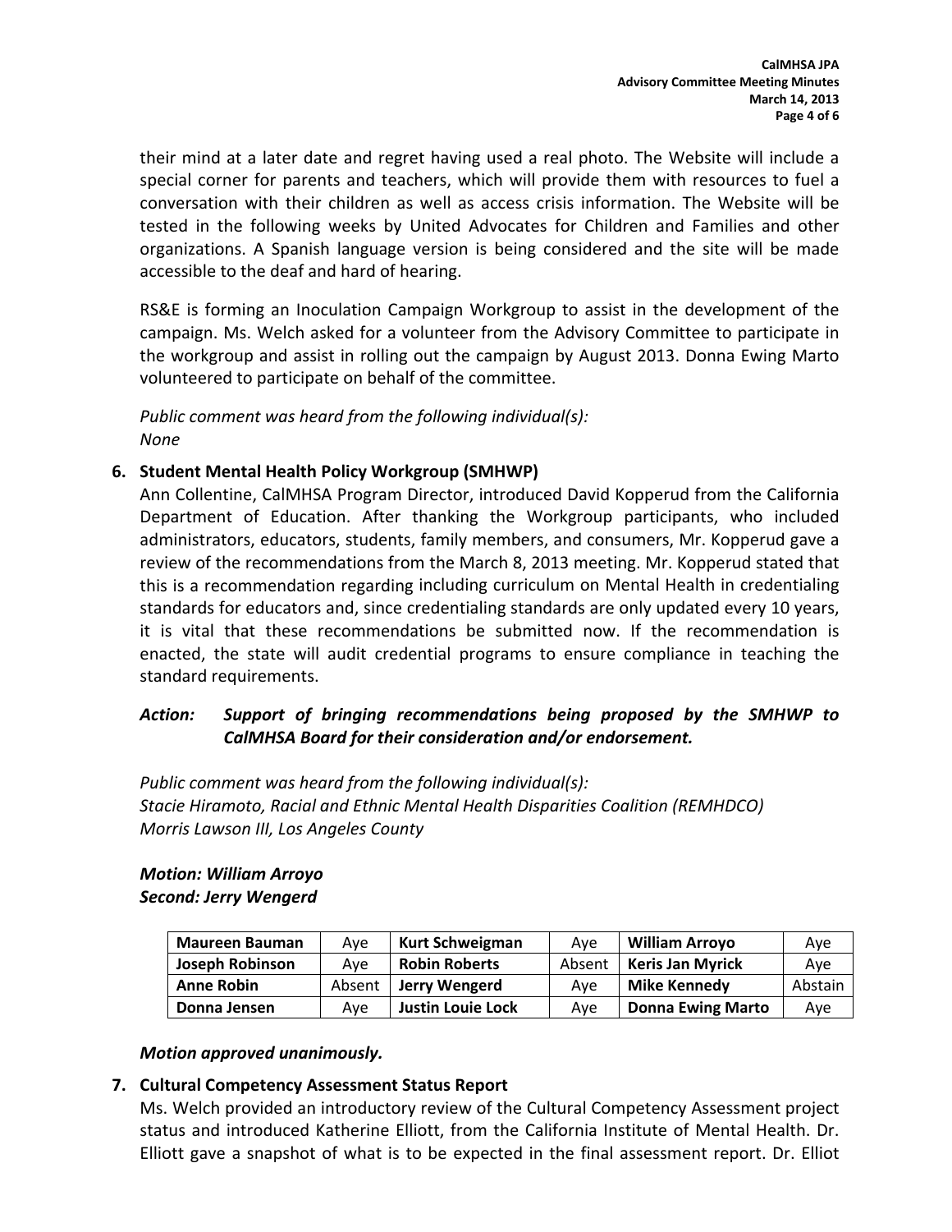their mind at a later date and regret having used a real photo. The Website will include a special corner for parents and teachers, which will provide them with resources to fuel a conversation with their children as well as access crisis information. The Website will be tested in the following weeks by United Advocates for Children and Families and other organizations. A Spanish language version is being considered and the site will be made accessible to the deaf and hard of hearing.

RS&E is forming an Inoculation Campaign Workgroup to assist in the development of the campaign. Ms. Welch asked for a volunteer from the Advisory Committee to participate in the workgroup and assist in rolling out the campaign by August 2013. Donna Ewing Marto volunteered to participate on behalf of the committee.

*Public comment was heard from the following individual(s):*
*None*

**6. Student Mental Health Policy Workgroup (SMHWP)**

Ann Collentine, CalMHSA Program Director, introduced David Kopperud from the California Department of Education. After thanking the Workgroup participants, who included administrators, educators, students, family members, and consumers, Mr. Kopperud gave a review of the recommendations from the March 8, 2013 meeting. Mr. Kopperud stated that this is a recommendation regarding including curriculum on Mental Health in credentialing standards for educators and, since credentialing standards are only updated every 10 years, it is vital that these recommendations be submitted now. If the recommendation is enacted, the state will audit credential programs to ensure compliance in teaching the standard requirements.

***Action: Support of bringing recommendations being proposed by the SMHWP to CalMHSA Board for their consideration and/or endorsement.***

*Public comment was heard from the following individual(s):*
*Stacie Hiramoto, Racial and Ethnic Mental Health Disparities Coalition (REMHDCO)*
*Morris Lawson III, Los Angeles County*

***Motion: William Arroyo***
***Second: Jerry Wengerd***

| **Maureen Bauman** | Aye | **Kurt Schweigman** | Aye | **William Arroyo** | Aye |
|---|---|---|---|---|---|
| **Joseph Robinson** | Aye | **Robin Roberts** | Absent | **Keris Jan Myrick** | Aye |
| **Anne Robin** | Absent | **Jerry Wengerd** | Aye | **Mike Kennedy** | Abstain |
| **Donna Jensen** | Aye | **Justin Louie Lock** | Aye | **Donna Ewing Marto** | Aye |

***Motion approved unanimously.***

**7. Cultural Competency Assessment Status Report**

Ms. Welch provided an introductory review of the Cultural Competency Assessment project status and introduced Katherine Elliott, from the California Institute of Mental Health. Dr. Elliott gave a snapshot of what is to be expected in the final assessment report. Dr. Elliot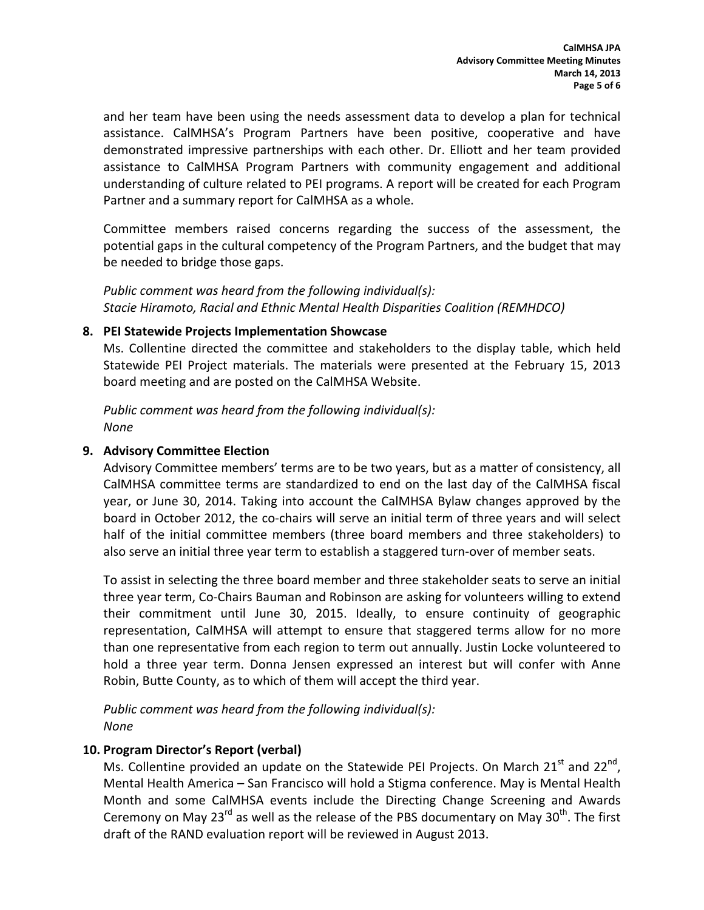and her team have been using the needs assessment data to develop a plan for technical assistance. CalMHSA's Program Partners have been positive, cooperative and have demonstrated impressive partnerships with each other. Dr. Elliott and her team provided assistance to CalMHSA Program Partners with community engagement and additional understanding of culture related to PEI programs. A report will be created for each Program Partner and a summary report for CalMHSA as a whole.

Committee members raised concerns regarding the success of the assessment, the potential gaps in the cultural competency of the Program Partners, and the budget that may be needed to bridge those gaps.

*Public comment was heard from the following individual(s):*
*Stacie Hiramoto, Racial and Ethnic Mental Health Disparities Coalition (REMHDCO)*

**8. PEI Statewide Projects Implementation Showcase**

Ms. Collentine directed the committee and stakeholders to the display table, which held Statewide PEI Project materials. The materials were presented at the February 15, 2013 board meeting and are posted on the CalMHSA Website.

*Public comment was heard from the following individual(s):*
*None*

**9. Advisory Committee Election**

Advisory Committee members' terms are to be two years, but as a matter of consistency, all CalMHSA committee terms are standardized to end on the last day of the CalMHSA fiscal year, or June 30, 2014. Taking into account the CalMHSA Bylaw changes approved by the board in October 2012, the co-chairs will serve an initial term of three years and will select half of the initial committee members (three board members and three stakeholders) to also serve an initial three year term to establish a staggered turn-over of member seats.

To assist in selecting the three board member and three stakeholder seats to serve an initial three year term, Co-Chairs Bauman and Robinson are asking for volunteers willing to extend their commitment until June 30, 2015. Ideally, to ensure continuity of geographic representation, CalMHSA will attempt to ensure that staggered terms allow for no more than one representative from each region to term out annually. Justin Locke volunteered to hold a three year term. Donna Jensen expressed an interest but will confer with Anne Robin, Butte County, as to which of them will accept the third year.

*Public comment was heard from the following individual(s):*
*None*

**10. Program Director's Report (verbal)**

Ms. Collentine provided an update on the Statewide PEI Projects. On March 21st and 22nd, Mental Health America – San Francisco will hold a Stigma conference. May is Mental Health Month and some CalMHSA events include the Directing Change Screening and Awards Ceremony on May 23rd as well as the release of the PBS documentary on May 30th. The first draft of the RAND evaluation report will be reviewed in August 2013.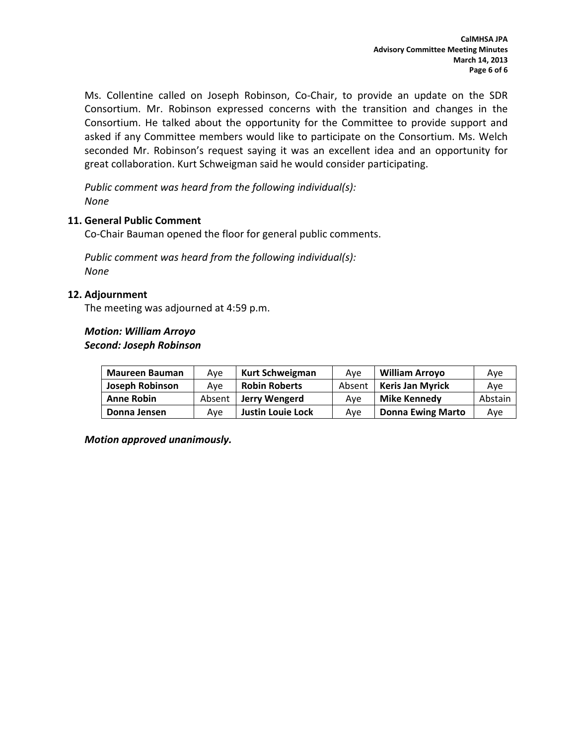Ms. Collentine called on Joseph Robinson, Co-Chair, to provide an update on the SDR Consortium. Mr. Robinson expressed concerns with the transition and changes in the Consortium. He talked about the opportunity for the Committee to provide support and asked if any Committee members would like to participate on the Consortium. Ms. Welch seconded Mr. Robinson's request saying it was an excellent idea and an opportunity for great collaboration. Kurt Schweigman said he would consider participating.

*Public comment was heard from the following individual(s):*
*None*

**11. General Public Comment**

Co-Chair Bauman opened the floor for general public comments.

*Public comment was heard from the following individual(s):*
*None*

**12. Adjournment**

The meeting was adjourned at 4:59 p.m.

***Motion: William Arroyo***
***Second: Joseph Robinson***

| | | | | | |
|---|---|---|---|---|---|
| **Maureen Bauman** | Aye | **Kurt Schweigman** | Aye | **William Arroyo** | Aye |
| **Joseph Robinson** | Aye | **Robin Roberts** | Absent | **Keris Jan Myrick** | Aye |
| **Anne Robin** | Absent | **Jerry Wengerd** | Aye | **Mike Kennedy** | Abstain |
| **Donna Jensen** | Aye | **Justin Louie Lock** | Aye | **Donna Ewing Marto** | Aye |

***Motion approved unanimously.***